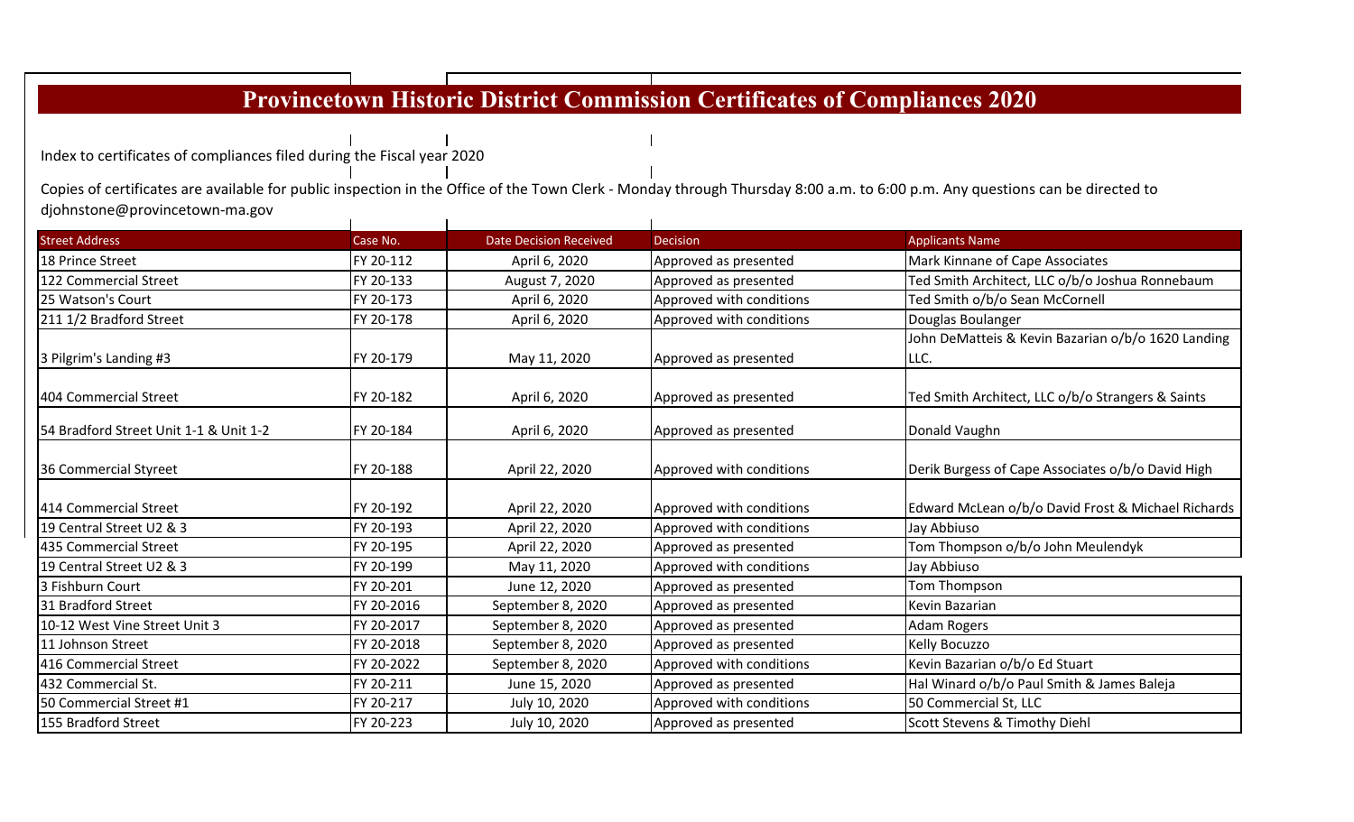# Provincetown Historic District Commission Certificates of Compliances 2020

Index to certificates of compliances filed during the Fiscal year 2020

Copies of certificates are available for public inspection in the Office of the Town Clerk - Monday through Thursday 8:00 a.m. to 6:00 p.m. Any questions can be directed to djohnstone@provincetown-ma.gov

| Street Address | Case No. | Date Decision Received | Decision | Applicants Name |
|---|---|---|---|---|
| 18 Prince Street | FY 20-112 | April 6, 2020 | Approved as presented | Mark Kinnane of Cape Associates |
| 122 Commercial Street | FY 20-133 | August 7, 2020 | Approved as presented | Ted Smith Architect, LLC o/b/o Joshua Ronnebaum |
| 25 Watson's Court | FY 20-173 | April 6, 2020 | Approved with conditions | Ted Smith o/b/o Sean McCornell |
| 211 1/2 Bradford Street | FY 20-178 | April 6, 2020 | Approved with conditions | Douglas Boulanger |
| 3 Pilgrim's Landing #3 | FY 20-179 | May 11, 2020 | Approved as presented | John DeMatteis & Kevin Bazarian o/b/o 1620 Landing LLC. |
| 404 Commercial Street | FY 20-182 | April 6, 2020 | Approved as presented | Ted Smith Architect, LLC o/b/o Strangers & Saints |
| 54 Bradford Street Unit 1-1 & Unit 1-2 | FY 20-184 | April 6, 2020 | Approved as presented | Donald Vaughn |
| 36 Commercial Styreet | FY 20-188 | April 22, 2020 | Approved with conditions | Derik Burgess of Cape Associates o/b/o David High |
| 414 Commercial Street | FY 20-192 | April 22, 2020 | Approved with conditions | Edward McLean o/b/o David Frost & Michael Richards |
| 19 Central Street U2 & 3 | FY 20-193 | April 22, 2020 | Approved with conditions | Jay Abbiuso |
| 435 Commercial Street | FY 20-195 | April 22, 2020 | Approved as presented | Tom Thompson o/b/o John Meulendyk |
| 19 Central Street U2 & 3 | FY 20-199 | May 11, 2020 | Approved with conditions | Jay Abbiuso |
| 3 Fishburn Court | FY 20-201 | June 12, 2020 | Approved as presented | Tom Thompson |
| 31 Bradford Street | FY 20-2016 | September 8, 2020 | Approved as presented | Kevin Bazarian |
| 10-12 West Vine Street Unit 3 | FY 20-2017 | September 8, 2020 | Approved as presented | Adam Rogers |
| 11 Johnson Street | FY 20-2018 | September 8, 2020 | Approved as presented | Kelly Bocuzzo |
| 416 Commercial Street | FY 20-2022 | September 8, 2020 | Approved with conditions | Kevin Bazarian o/b/o Ed Stuart |
| 432 Commercial St. | FY 20-211 | June 15, 2020 | Approved as presented | Hal Winard o/b/o Paul Smith & James Baleja |
| 50 Commercial Street #1 | FY 20-217 | July 10, 2020 | Approved with conditions | 50 Commercial St, LLC |
| 155 Bradford Street | FY 20-223 | July 10, 2020 | Approved as presented | Scott Stevens & Timothy Diehl |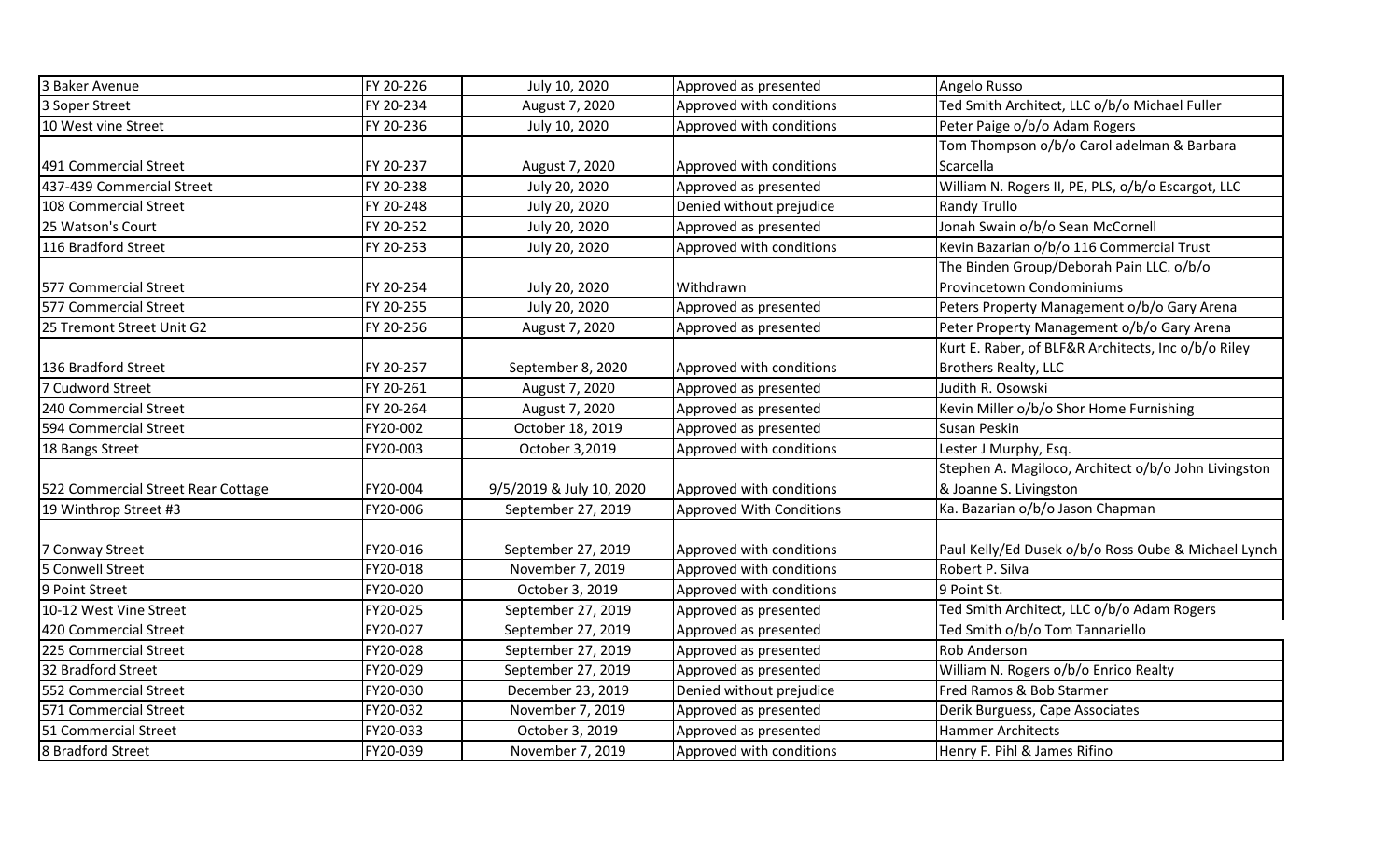| | | | | |
|---|---|---|---|---|
| 3 Baker Avenue | FY 20-226 | July 10, 2020 | Approved as presented | Angelo Russo |
| 3 Soper Street | FY 20-234 | August 7, 2020 | Approved with conditions | Ted Smith Architect, LLC o/b/o Michael Fuller |
| 10 West vine Street | FY 20-236 | July 10, 2020 | Approved with conditions | Peter Paige o/b/o Adam Rogers |
| 491 Commercial Street | FY 20-237 | August 7, 2020 | Approved with conditions | Tom Thompson o/b/o Carol adelman & Barbara Scarcella |
| 437-439 Commercial Street | FY 20-238 | July 20, 2020 | Approved as presented | William N. Rogers II, PE, PLS, o/b/o Escargot, LLC |
| 108 Commercial Street | FY 20-248 | July 20, 2020 | Denied without prejudice | Randy Trullo |
| 25 Watson's Court | FY 20-252 | July 20, 2020 | Approved as presented | Jonah Swain o/b/o Sean McCornell |
| 116 Bradford Street | FY 20-253 | July 20, 2020 | Approved with conditions | Kevin Bazarian o/b/o 116 Commercial Trust |
| 577 Commercial Street | FY 20-254 | July 20, 2020 | Withdrawn | The Binden Group/Deborah Pain LLC. o/b/o Provincetown Condominiums |
| 577 Commercial Street | FY 20-255 | July 20, 2020 | Approved as presented | Peters Property Management o/b/o Gary Arena |
| 25 Tremont Street Unit G2 | FY 20-256 | August 7, 2020 | Approved as presented | Peter Property Management o/b/o Gary Arena |
| 136 Bradford Street | FY 20-257 | September 8, 2020 | Approved with conditions | Kurt E. Raber, of BLF&R Architects, Inc o/b/o Riley Brothers Realty, LLC |
| 7 Cudword Street | FY 20-261 | August 7, 2020 | Approved as presented | Judith R. Osowski |
| 240 Commercial Street | FY 20-264 | August 7, 2020 | Approved as presented | Kevin Miller o/b/o Shor Home Furnishing |
| 594 Commercial Street | FY20-002 | October 18, 2019 | Approved as presented | Susan Peskin |
| 18 Bangs Street | FY20-003 | October 3,2019 | Approved with conditions | Lester J Murphy, Esq. |
| 522 Commercial Street Rear Cottage | FY20-004 | 9/5/2019 & July 10, 2020 | Approved with conditions | Stephen A. Magiloco, Architect o/b/o John Livingston & Joanne S. Livingston |
| 19 Winthrop Street #3 | FY20-006 | September 27, 2019 | Approved With Conditions | Ka. Bazarian o/b/o Jason Chapman |
| 7 Conway Street | FY20-016 | September 27, 2019 | Approved with conditions | Paul Kelly/Ed Dusek o/b/o Ross Oube & Michael Lynch |
| 5 Conwell Street | FY20-018 | November 7, 2019 | Approved with conditions | Robert P. Silva |
| 9 Point Street | FY20-020 | October 3, 2019 | Approved with conditions | 9 Point St. |
| 10-12 West Vine Street | FY20-025 | September 27, 2019 | Approved as presented | Ted Smith Architect, LLC o/b/o Adam Rogers |
| 420 Commercial Street | FY20-027 | September 27, 2019 | Approved as presented | Ted Smith o/b/o Tom Tannariello |
| 225 Commercial Street | FY20-028 | September 27, 2019 | Approved as presented | Rob Anderson |
| 32 Bradford Street | FY20-029 | September 27, 2019 | Approved as presented | William N. Rogers o/b/o Enrico Realty |
| 552 Commercial Street | FY20-030 | December 23, 2019 | Denied without prejudice | Fred Ramos & Bob Starmer |
| 571 Commercial Street | FY20-032 | November 7, 2019 | Approved as presented | Derik Burguess, Cape Associates |
| 51 Commercial Street | FY20-033 | October 3, 2019 | Approved as presented | Hammer Architects |
| 8 Bradford Street | FY20-039 | November 7, 2019 | Approved with conditions | Henry F. Pihl & James Rifino |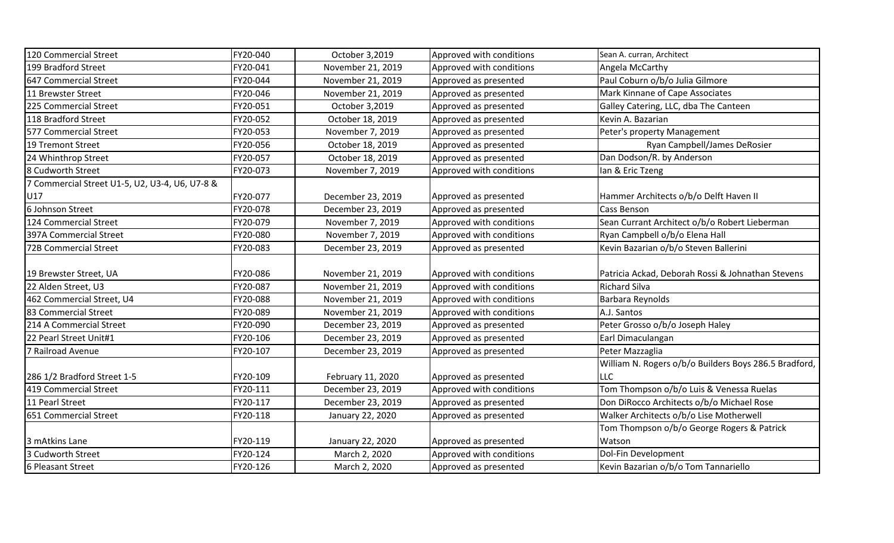| 120 Commercial Street | FY20-040 | October 3,2019 | Approved with conditions | Sean A. curran, Architect |
|---|---|---|---|---|
| 199 Bradford Street | FY20-041 | November 21, 2019 | Approved with conditions | Angela McCarthy |
| 647 Commercial Street | FY20-044 | November 21, 2019 | Approved as presented | Paul Coburn o/b/o Julia Gilmore |
| 11 Brewster Street | FY20-046 | November 21, 2019 | Approved as presented | Mark Kinnane of Cape Associates |
| 225 Commercial Street | FY20-051 | October 3,2019 | Approved as presented | Galley Catering, LLC, dba The Canteen |
| 118 Bradford Street | FY20-052 | October 18, 2019 | Approved as presented | Kevin A. Bazarian |
| 577 Commercial Street | FY20-053 | November 7, 2019 | Approved as presented | Peter's property Management |
| 19 Tremont Street | FY20-056 | October 18, 2019 | Approved as presented | Ryan Campbell/James DeRosier |
| 24 Whinthrop Street | FY20-057 | October 18, 2019 | Approved as presented | Dan Dodson/R. by Anderson |
| 8 Cudworth Street | FY20-073 | November 7, 2019 | Approved with conditions | Ian & Eric Tzeng |
| 7 Commercial Street U1-5, U2, U3-4, U6, U7-8 & U17 | FY20-077 | December 23, 2019 | Approved as presented | Hammer Architects o/b/o Delft Haven II |
| 6 Johnson Street | FY20-078 | December 23, 2019 | Approved as presented | Cass Benson |
| 124 Commercial Street | FY20-079 | November 7, 2019 | Approved with conditions | Sean Currant Architect o/b/o Robert Lieberman |
| 397A Commercial Street | FY20-080 | November 7, 2019 | Approved with conditions | Ryan Campbell o/b/o Elena Hall |
| 72B Commercial Street | FY20-083 | December 23, 2019 | Approved as presented | Kevin Bazarian o/b/o Steven Ballerini |
| 19 Brewster Street, UA | FY20-086 | November 21, 2019 | Approved with conditions | Patricia Ackad, Deborah Rossi & Johnathan Stevens |
| 22 Alden Street, U3 | FY20-087 | November 21, 2019 | Approved with conditions | Richard Silva |
| 462 Commercial Street, U4 | FY20-088 | November 21, 2019 | Approved with conditions | Barbara Reynolds |
| 83 Commercial Street | FY20-089 | November 21, 2019 | Approved with conditions | A.J. Santos |
| 214 A Commercial Street | FY20-090 | December 23, 2019 | Approved as presented | Peter Grosso o/b/o Joseph Haley |
| 22 Pearl Street Unit#1 | FY20-106 | December 23, 2019 | Approved as presented | Earl Dimaculangan |
| 7 Railroad Avenue | FY20-107 | December 23, 2019 | Approved as presented | Peter Mazzaglia |
| 286 1/2 Bradford Street 1-5 | FY20-109 | February 11, 2020 | Approved as presented | William N. Rogers o/b/o Builders Boys 286.5 Bradford, LLC |
| 419 Commercial Street | FY20-111 | December 23, 2019 | Approved with conditions | Tom Thompson o/b/o Luis & Venessa Ruelas |
| 11 Pearl Street | FY20-117 | December 23, 2019 | Approved as presented | Don DiRocco Architects o/b/o Michael Rose |
| 651 Commercial Street | FY20-118 | January 22, 2020 | Approved as presented | Walker Architects o/b/o Lise Motherwell |
| 3 mAtkins Lane | FY20-119 | January 22, 2020 | Approved as presented | Tom Thompson o/b/o George Rogers & Patrick Watson |
| 3 Cudworth Street | FY20-124 | March 2, 2020 | Approved with conditions | Dol-Fin Development |
| 6 Pleasant Street | FY20-126 | March 2, 2020 | Approved as presented | Kevin Bazarian o/b/o Tom Tannariello |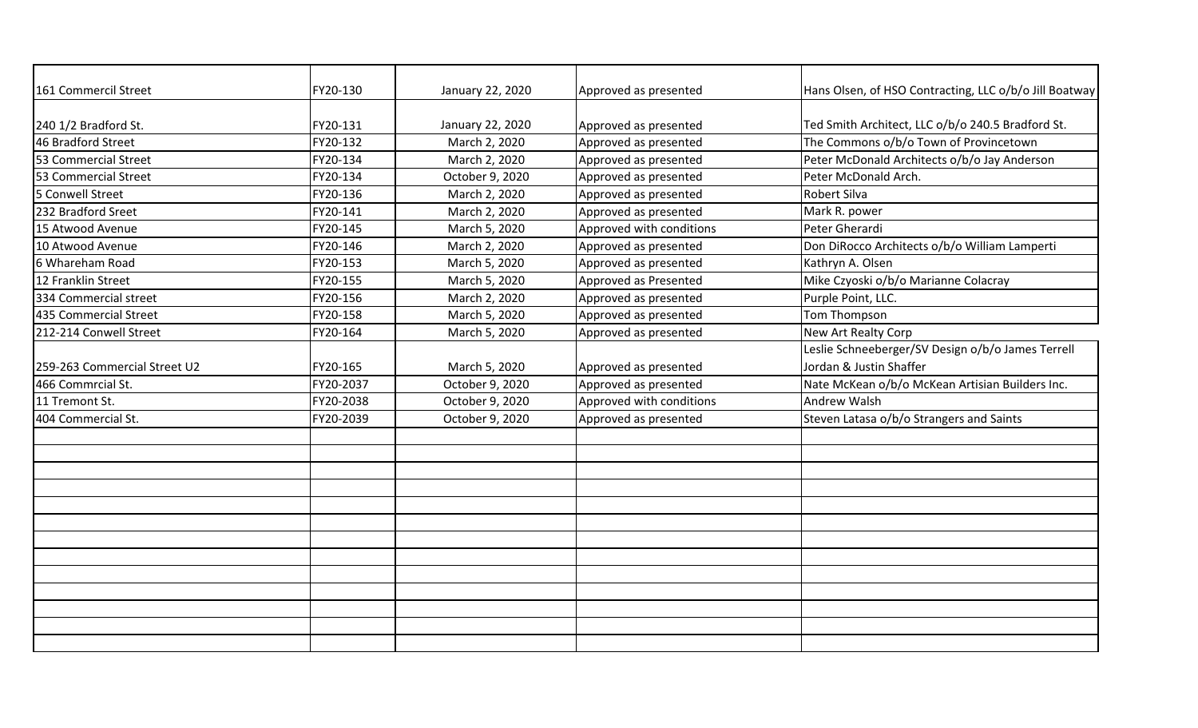| | | | | |
|---|---|---|---|---|
| 161 Commercil Street | FY20-130 | January 22, 2020 | Approved as presented | Hans Olsen, of HSO Contracting, LLC o/b/o Jill Boatway |
| 240 1/2 Bradford St. | FY20-131 | January 22, 2020 | Approved as presented | Ted Smith Architect, LLC o/b/o 240.5 Bradford St. |
| 46 Bradford Street | FY20-132 | March 2, 2020 | Approved as presented | The Commons o/b/o Town of Provincetown |
| 53 Commercial Street | FY20-134 | March 2, 2020 | Approved as presented | Peter McDonald Architects o/b/o Jay Anderson |
| 53 Commercial Street | FY20-134 | October 9, 2020 | Approved as presented | Peter McDonald Arch. |
| 5 Conwell Street | FY20-136 | March 2, 2020 | Approved as presented | Robert Silva |
| 232 Bradford Sreet | FY20-141 | March 2, 2020 | Approved as presented | Mark R. power |
| 15 Atwood Avenue | FY20-145 | March 5, 2020 | Approved with conditions | Peter Gherardi |
| 10 Atwood Avenue | FY20-146 | March 2, 2020 | Approved as presented | Don DiRocco Architects o/b/o William Lamperti |
| 6 Whareham Road | FY20-153 | March 5, 2020 | Approved as presented | Kathryn A. Olsen |
| 12 Franklin Street | FY20-155 | March 5, 2020 | Approved as Presented | Mike Czyoski o/b/o Marianne Colacray |
| 334 Commercial street | FY20-156 | March 2, 2020 | Approved as presented | Purple Point, LLC. |
| 435 Commercial Street | FY20-158 | March 5, 2020 | Approved as presented | Tom Thompson |
| 212-214 Conwell Street | FY20-164 | March 5, 2020 | Approved as presented | New Art Realty Corp |
| 259-263 Commercial Street U2 | FY20-165 | March 5, 2020 | Approved as presented | Leslie Schneeberger/SV Design o/b/o James Terrell Jordan & Justin Shaffer |
| 466 Commrcial St. | FY20-2037 | October 9, 2020 | Approved as presented | Nate McKean o/b/o McKean Artisian Builders Inc. |
| 11 Tremont St. | FY20-2038 | October 9, 2020 | Approved with conditions | Andrew Walsh |
| 404 Commercial St. | FY20-2039 | October 9, 2020 | Approved as presented | Steven Latasa o/b/o Strangers and Saints |